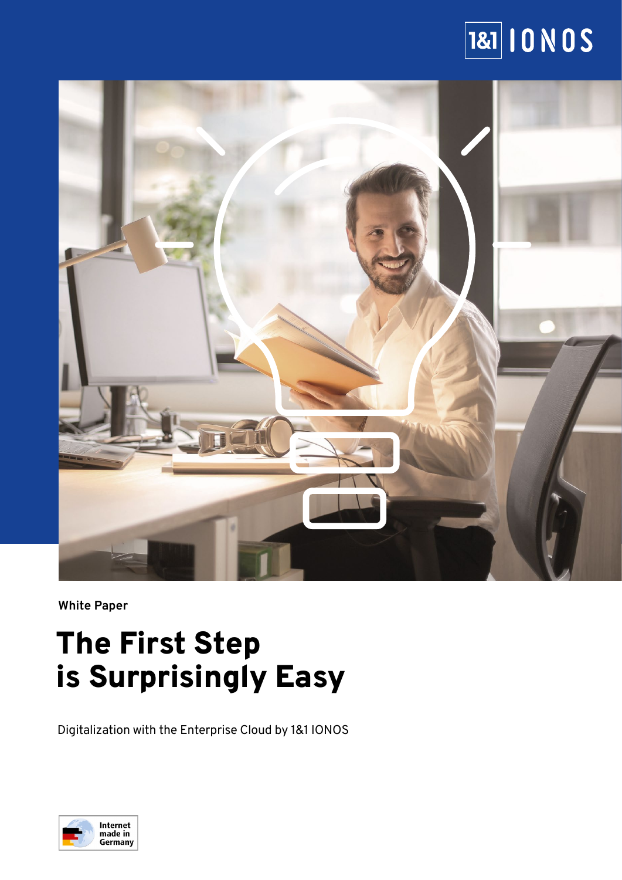1&1 IONOS

White Paper

# The First Step is Surprisingly Easy

Digitalization with the Enterprise Cloud by 1&1 IONOS

Internet made in Germany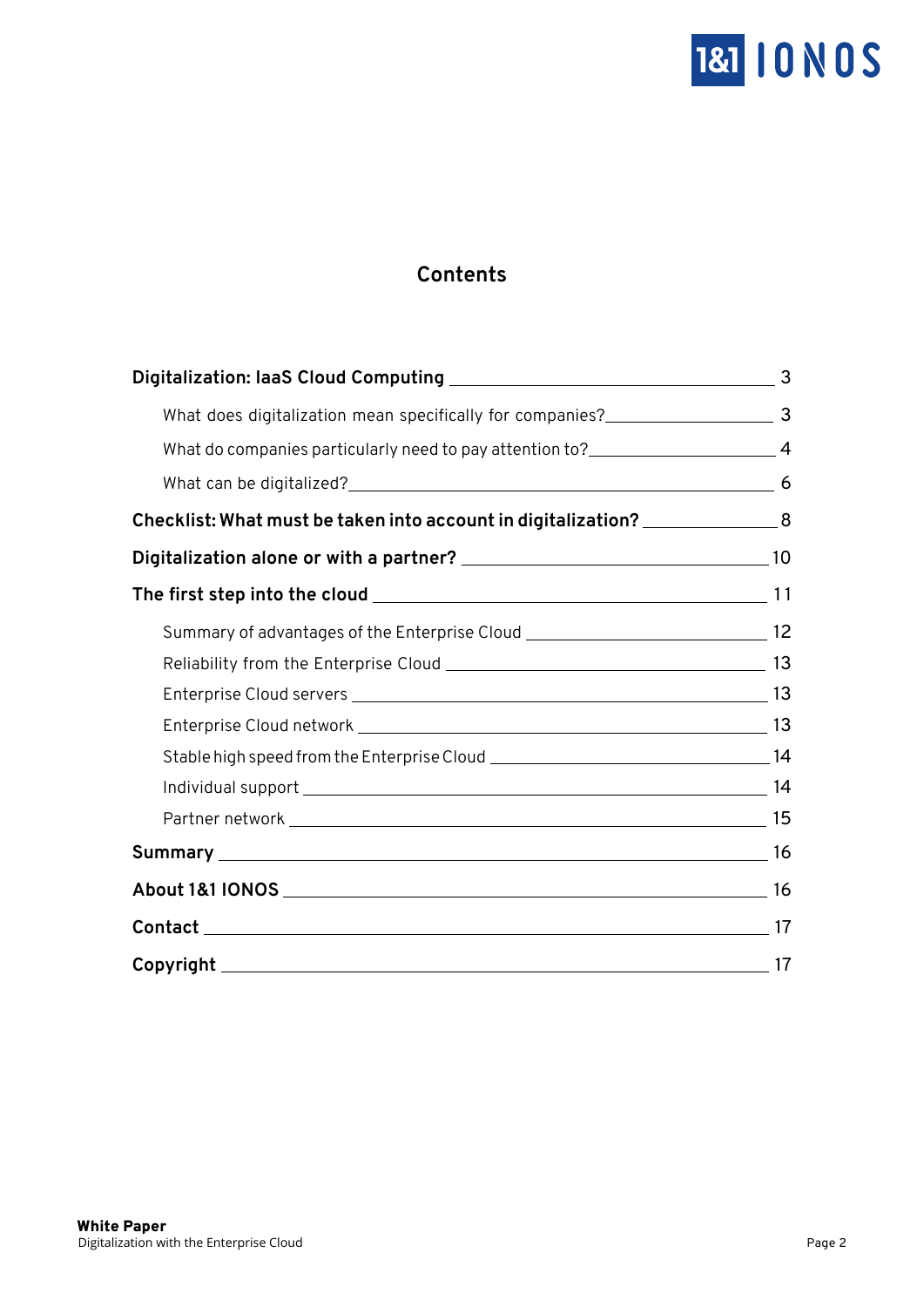## Contents

| | |
|---|---|
| **Digitalization: IaaS Cloud Computing** | 3 |
| What does digitalization mean specifically for companies? | 3 |
| What do companies particularly need to pay attention to? | 4 |
| What can be digitalized? | 6 |
| **Checklist: What must be taken into account in digitalization?** | 8 |
| **Digitalization alone or with a partner?** | 10 |
| **The first step into the cloud** | 11 |
| Summary of advantages of the Enterprise Cloud | 12 |
| Reliability from the Enterprise Cloud | 13 |
| Enterprise Cloud servers | 13 |
| Enterprise Cloud network | 13 |
| Stable high speed from the Enterprise Cloud | 14 |
| Individual support | 14 |
| Partner network | 15 |
| **Summary** | 16 |
| **About 1&1 IONOS** | 16 |
| **Contact** | 17 |
| **Copyright** | 17 |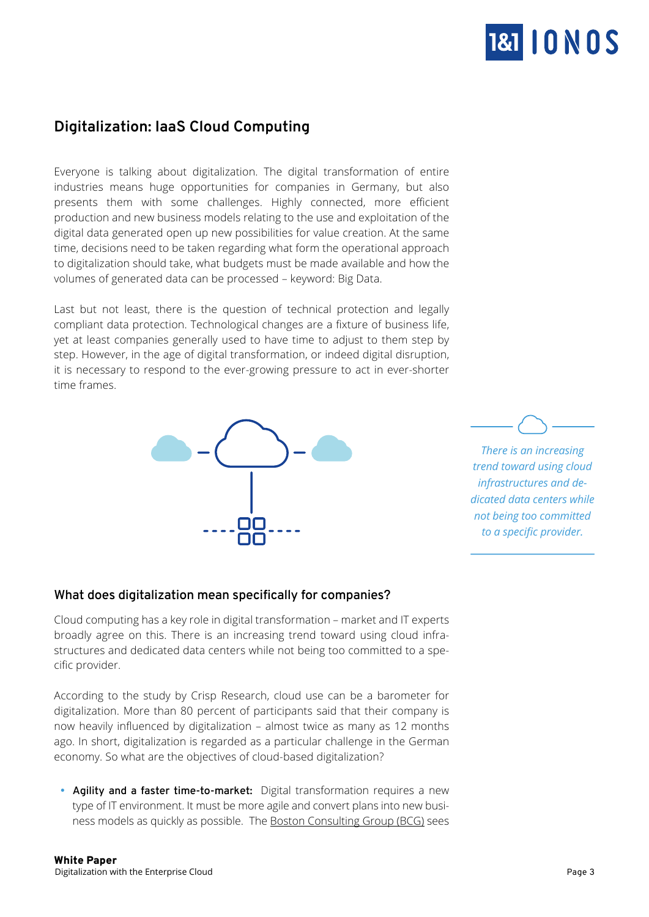## Digitalization: IaaS Cloud Computing

Everyone is talking about digitalization. The digital transformation of entire industries means huge opportunities for companies in Germany, but also presents them with some challenges. Highly connected, more efficient production and new business models relating to the use and exploitation of the digital data generated open up new possibilities for value creation. At the same time, decisions need to be taken regarding what form the operational approach to digitalization should take, what budgets must be made available and how the volumes of generated data can be processed – keyword: Big Data.

Last but not least, there is the question of technical protection and legally compliant data protection. Technological changes are a fixture of business life, yet at least companies generally used to have time to adjust to them step by step. However, in the age of digital transformation, or indeed digital disruption, it is necessary to respond to the ever-growing pressure to act in ever-shorter time frames.

*There is an increasing trend toward using cloud infrastructures and dedicated data centers while not being too committed to a specific provider.*

### What does digitalization mean specifically for companies?

Cloud computing has a key role in digital transformation – market and IT experts broadly agree on this. There is an increasing trend toward using cloud infrastructures and dedicated data centers while not being too committed to a specific provider.

According to the study by Crisp Research, cloud use can be a barometer for digitalization. More than 80 percent of participants said that their company is now heavily influenced by digitalization – almost twice as many as 12 months ago. In short, digitalization is regarded as a particular challenge in the German economy. So what are the objectives of cloud-based digitalization?

- **Agility and a faster time-to-market:** Digital transformation requires a new type of IT environment. It must be more agile and convert plans into new business models as quickly as possible. The Boston Consulting Group (BCG) sees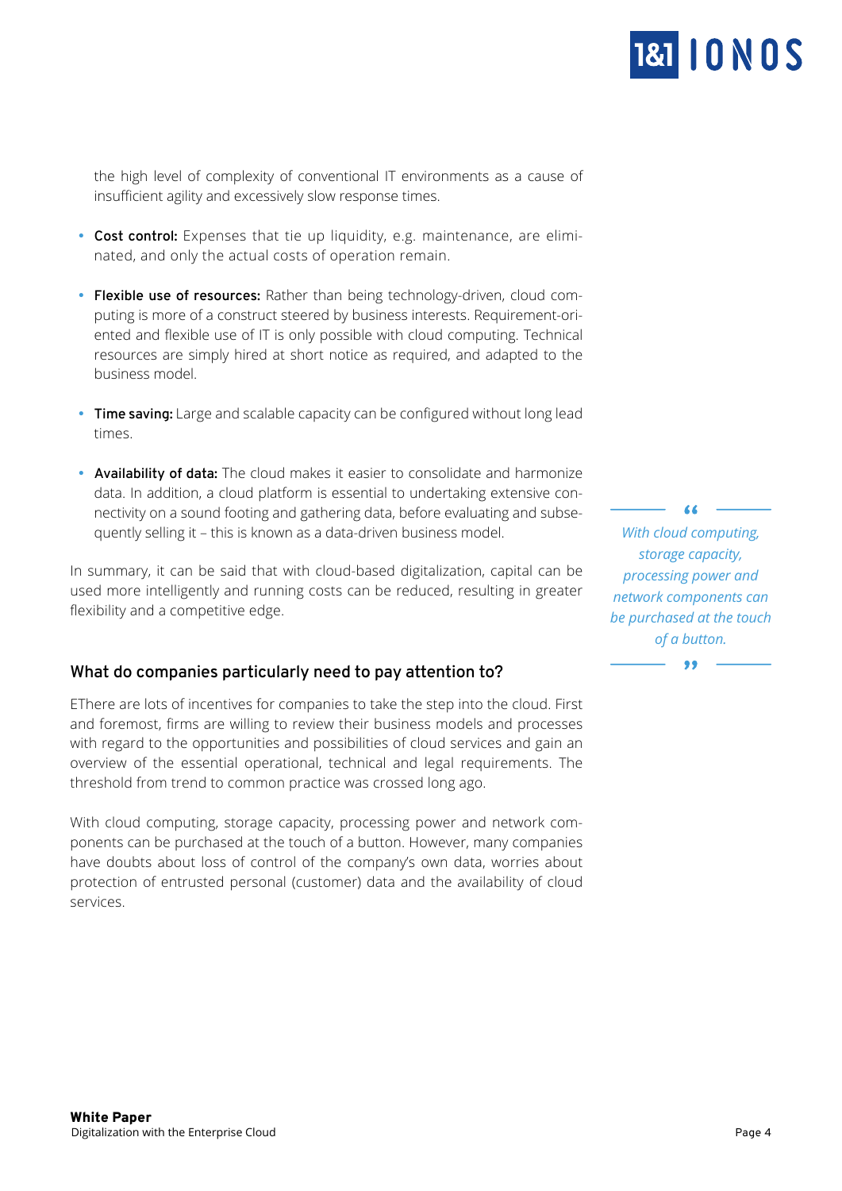the high level of complexity of conventional IT environments as a cause of insufficient agility and excessively slow response times.

- **Cost control:** Expenses that tie up liquidity, e.g. maintenance, are eliminated, and only the actual costs of operation remain.

- **Flexible use of resources:** Rather than being technology-driven, cloud computing is more of a construct steered by business interests. Requirement-oriented and flexible use of IT is only possible with cloud computing. Technical resources are simply hired at short notice as required, and adapted to the business model.

- **Time saving:** Large and scalable capacity can be configured without long lead times.

- **Availability of data:** The cloud makes it easier to consolidate and harmonize data. In addition, a cloud platform is essential to undertaking extensive connectivity on a sound footing and gathering data, before evaluating and subsequently selling it – this is known as a data-driven business model.

In summary, it can be said that with cloud-based digitalization, capital can be used more intelligently and running costs can be reduced, resulting in greater flexibility and a competitive edge.

> *With cloud computing, storage capacity, processing power and network components can be purchased at the touch of a button.*

### What do companies particularly need to pay attention to?

EThere are lots of incentives for companies to take the step into the cloud. First and foremost, firms are willing to review their business models and processes with regard to the opportunities and possibilities of cloud services and gain an overview of the essential operational, technical and legal requirements. The threshold from trend to common practice was crossed long ago.

With cloud computing, storage capacity, processing power and network components can be purchased at the touch of a button. However, many companies have doubts about loss of control of the company's own data, worries about protection of entrusted personal (customer) data and the availability of cloud services.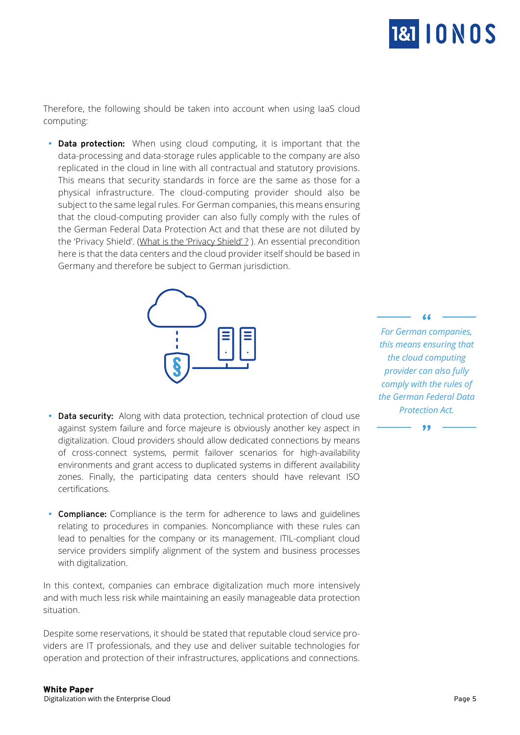Therefore, the following should be taken into account when using IaaS cloud computing:

- **Data protection:** When using cloud computing, it is important that the data-processing and data-storage rules applicable to the company are also replicated in the cloud in line with all contractual and statutory provisions. This means that security standards in force are the same as those for a physical infrastructure. The cloud-computing provider should also be subject to the same legal rules. For German companies, this means ensuring that the cloud-computing provider can also fully comply with the rules of the German Federal Data Protection Act and that these are not diluted by the 'Privacy Shield'. (What is the 'Privacy Shield' ? ). An essential precondition here is that the data centers and the cloud provider itself should be based in Germany and therefore be subject to German jurisdiction.

> *For German companies, this means ensuring that the cloud computing provider can also fully comply with the rules of the German Federal Data Protection Act.*

- **Data security:** Along with data protection, technical protection of cloud use against system failure and force majeure is obviously another key aspect in digitalization. Cloud providers should allow dedicated connections by means of cross-connect systems, permit failover scenarios for high-availability environments and grant access to duplicated systems in different availability zones. Finally, the participating data centers should have relevant ISO certifications.

- **Compliance:** Compliance is the term for adherence to laws and guidelines relating to procedures in companies. Noncompliance with these rules can lead to penalties for the company or its management. ITIL-compliant cloud service providers simplify alignment of the system and business processes with digitalization.

In this context, companies can embrace digitalization much more intensively and with much less risk while maintaining an easily manageable data protection situation.

Despite some reservations, it should be stated that reputable cloud service providers are IT professionals, and they use and deliver suitable technologies for operation and protection of their infrastructures, applications and connections.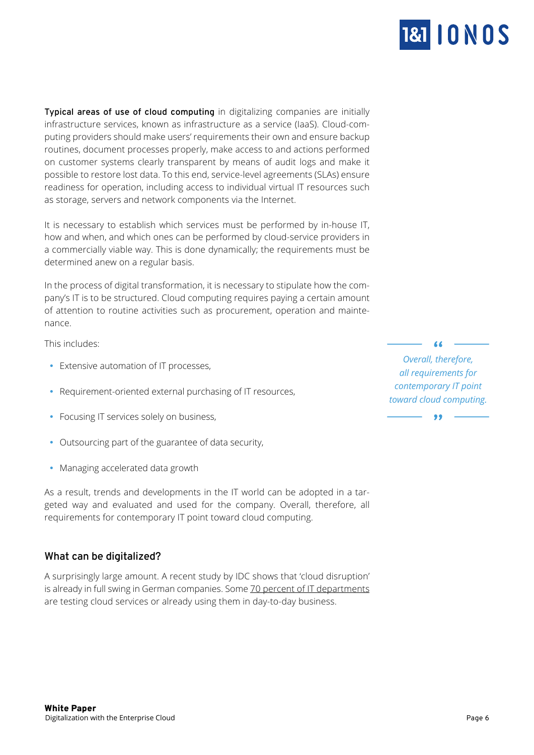**Typical areas of use of cloud computing** in digitalizing companies are initially infrastructure services, known as infrastructure as a service (IaaS). Cloud-computing providers should make users' requirements their own and ensure backup routines, document processes properly, make access to and actions performed on customer systems clearly transparent by means of audit logs and make it possible to restore lost data. To this end, service-level agreements (SLAs) ensure readiness for operation, including access to individual virtual IT resources such as storage, servers and network components via the Internet.

It is necessary to establish which services must be performed by in-house IT, how and when, and which ones can be performed by cloud-service providers in a commercially viable way. This is done dynamically; the requirements must be determined anew on a regular basis.

In the process of digital transformation, it is necessary to stipulate how the company's IT is to be structured. Cloud computing requires paying a certain amount of attention to routine activities such as procurement, operation and maintenance.

This includes:

- Extensive automation of IT processes,
- Requirement-oriented external purchasing of IT resources,
- Focusing IT services solely on business,
- Outsourcing part of the guarantee of data security,
- Managing accelerated data growth

As a result, trends and developments in the IT world can be adopted in a targeted way and evaluated and used for the company. Overall, therefore, all requirements for contemporary IT point toward cloud computing.

> *"Overall, therefore, all requirements for contemporary IT point toward cloud computing."*

## What can be digitalized?

A surprisingly large amount. A recent study by IDC shows that 'cloud disruption' is already in full swing in German companies. Some 70 percent of IT departments are testing cloud services or already using them in day-to-day business.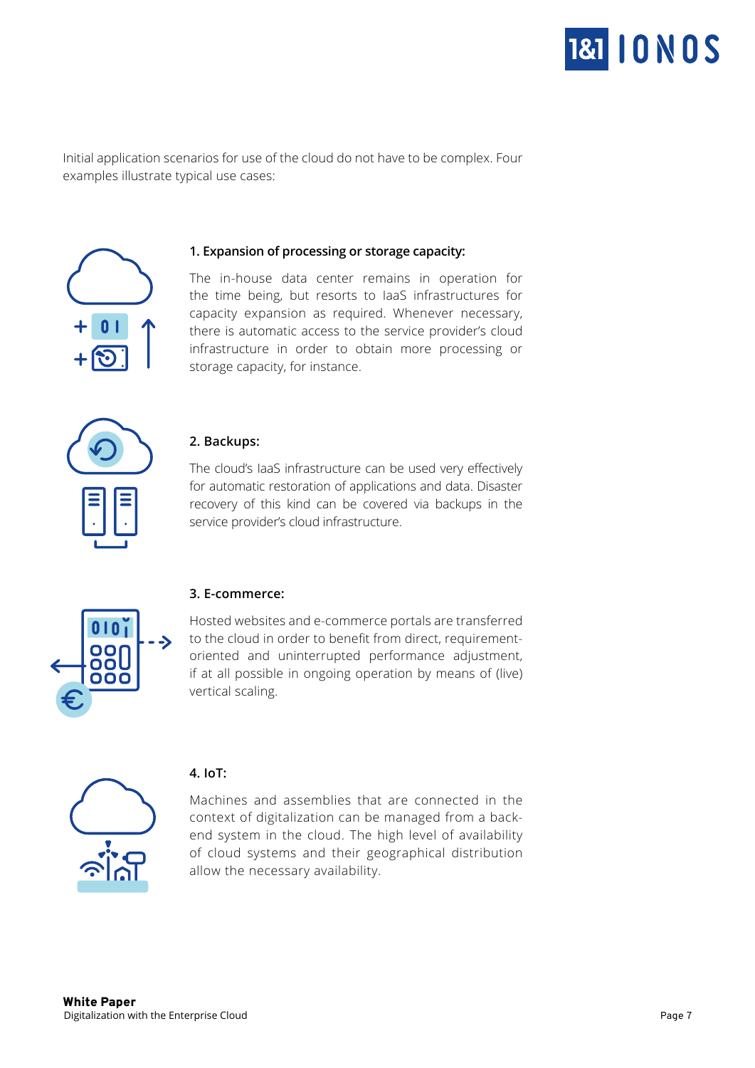Initial application scenarios for use of the cloud do not have to be complex. Four examples illustrate typical use cases:

**1. Expansion of processing or storage capacity:**

The in-house data center remains in operation for the time being, but resorts to IaaS infrastructures for capacity expansion as required. Whenever necessary, there is automatic access to the service provider's cloud infrastructure in order to obtain more processing or storage capacity, for instance.

**2. Backups:**

The cloud's IaaS infrastructure can be used very effectively for automatic restoration of applications and data. Disaster recovery of this kind can be covered via backups in the service provider's cloud infrastructure.

**3. E-commerce:**

Hosted websites and e-commerce portals are transferred to the cloud in order to benefit from direct, requirement-oriented and uninterrupted performance adjustment, if at all possible in ongoing operation by means of (live) vertical scaling.

**4. IoT:**

Machines and assemblies that are connected in the context of digitalization can be managed from a back-end system in the cloud. The high level of availability of cloud systems and their geographical distribution allow the necessary availability.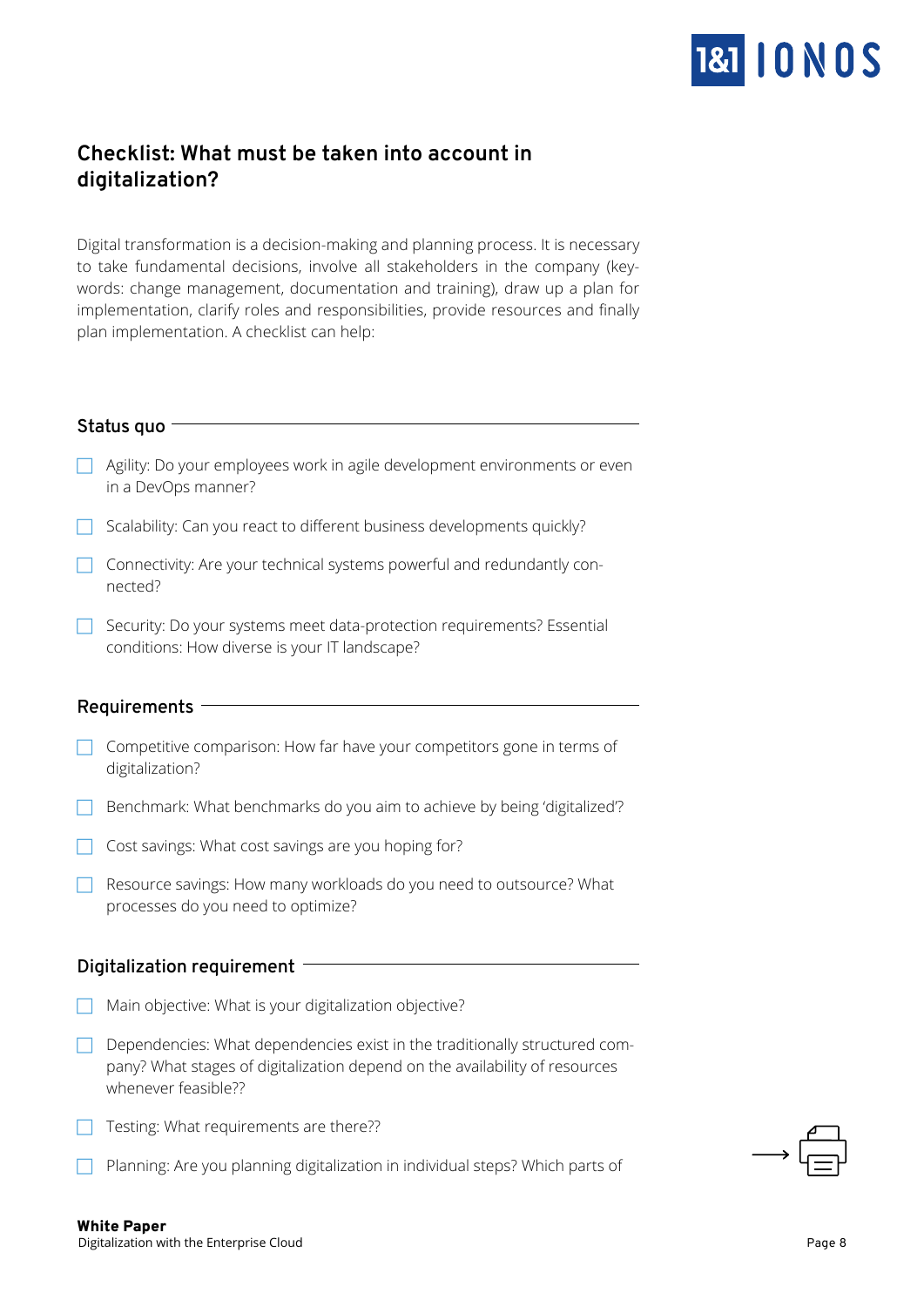## Checklist: What must be taken into account in digitalization?

Digital transformation is a decision-making and planning process. It is necessary to take fundamental decisions, involve all stakeholders in the company (keywords: change management, documentation and training), draw up a plan for implementation, clarify roles and responsibilities, provide resources and finally plan implementation. A checklist can help:

### Status quo

- [ ] Agility: Do your employees work in agile development environments or even in a DevOps manner?
- [ ] Scalability: Can you react to different business developments quickly?
- [ ] Connectivity: Are your technical systems powerful and redundantly connected?
- [ ] Security: Do your systems meet data-protection requirements? Essential conditions: How diverse is your IT landscape?

### Requirements

- [ ] Competitive comparison: How far have your competitors gone in terms of digitalization?
- [ ] Benchmark: What benchmarks do you aim to achieve by being 'digitalized'?
- [ ] Cost savings: What cost savings are you hoping for?
- [ ] Resource savings: How many workloads do you need to outsource? What processes do you need to optimize?

### Digitalization requirement

- [ ] Main objective: What is your digitalization objective?
- [ ] Dependencies: What dependencies exist in the traditionally structured company? What stages of digitalization depend on the availability of resources whenever feasible??
- [ ] Testing: What requirements are there??
- [ ] Planning: Are you planning digitalization in individual steps? Which parts of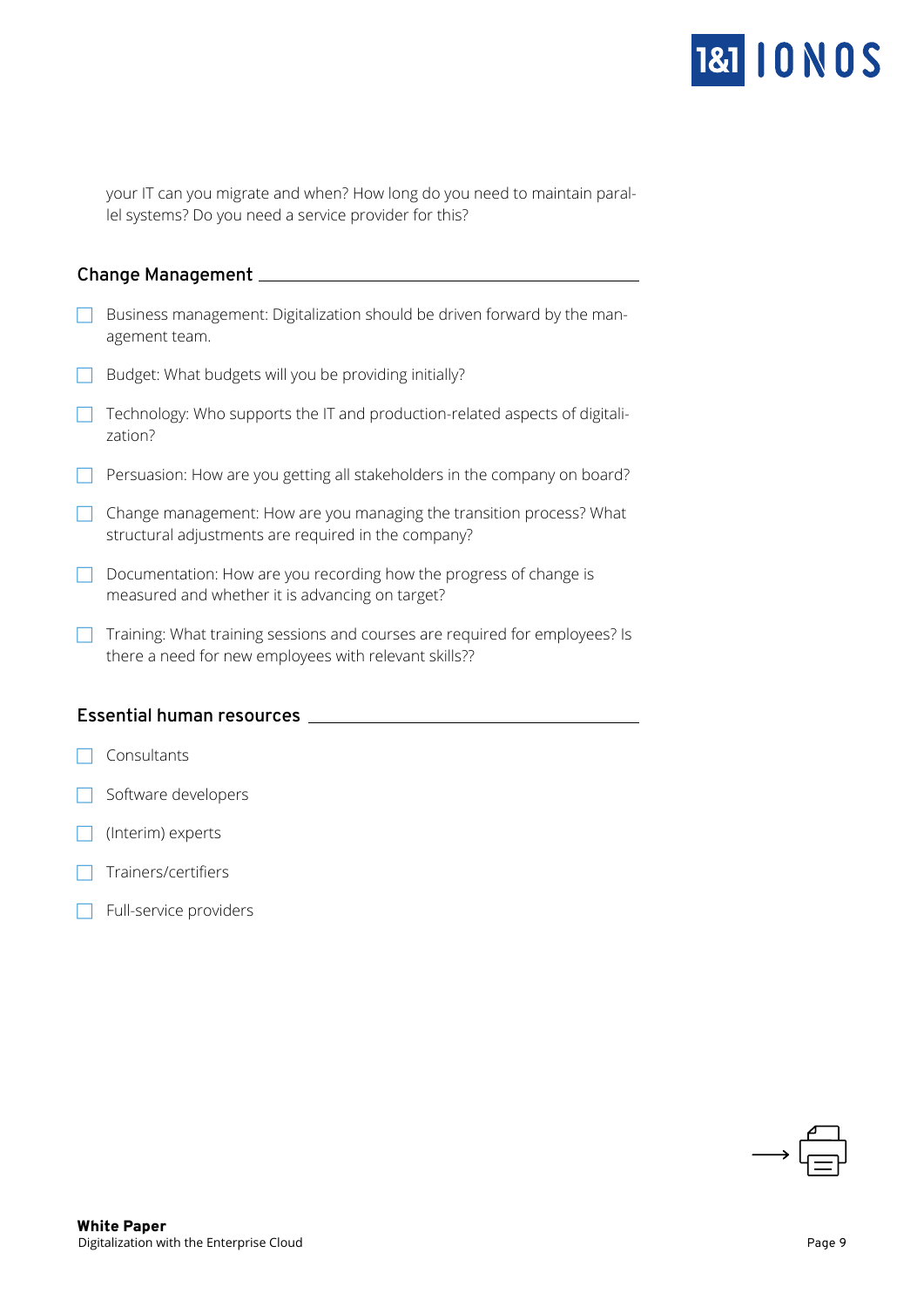your IT can you migrate and when? How long do you need to maintain parallel systems? Do you need a service provider for this?

## Change Management

- [ ] Business management: Digitalization should be driven forward by the management team.
- [ ] Budget: What budgets will you be providing initially?
- [ ] Technology: Who supports the IT and production-related aspects of digitalization?
- [ ] Persuasion: How are you getting all stakeholders in the company on board?
- [ ] Change management: How are you managing the transition process? What structural adjustments are required in the company?
- [ ] Documentation: How are you recording how the progress of change is measured and whether it is advancing on target?
- [ ] Training: What training sessions and courses are required for employees? Is there a need for new employees with relevant skills??

## Essential human resources

- [ ] Consultants
- [ ] Software developers
- [ ] (Interim) experts
- [ ] Trainers/certifiers
- [ ] Full-service providers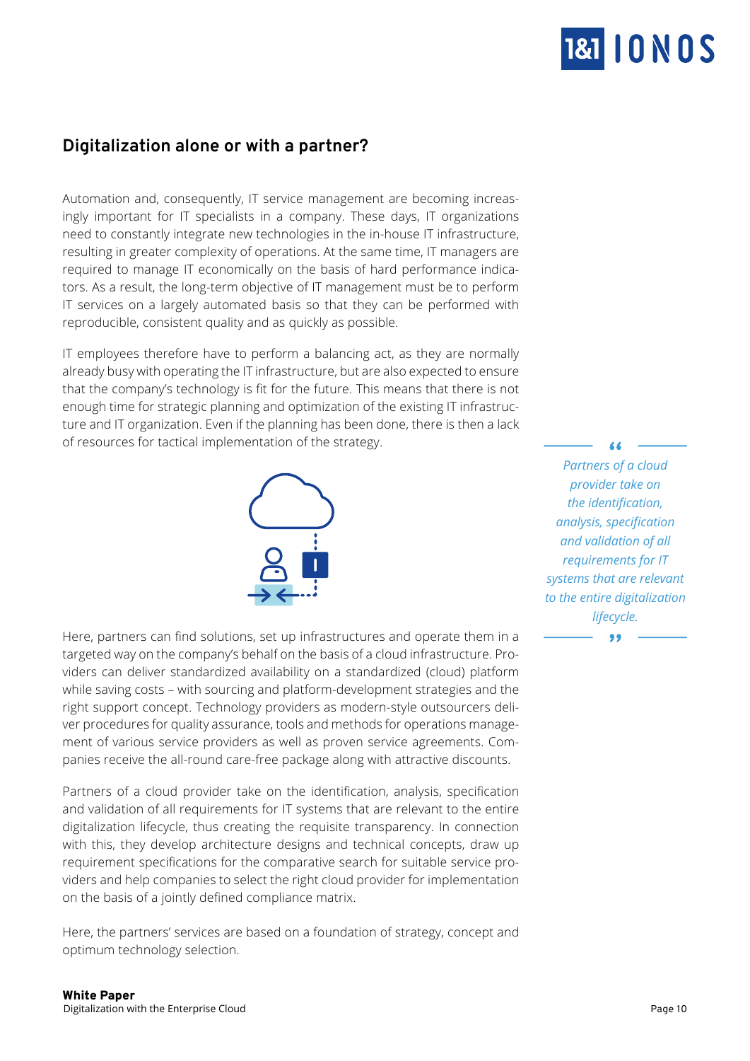## Digitalization alone or with a partner?

Automation and, consequently, IT service management are becoming increasingly important for IT specialists in a company. These days, IT organizations need to constantly integrate new technologies in the in-house IT infrastructure, resulting in greater complexity of operations. At the same time, IT managers are required to manage IT economically on the basis of hard performance indicators. As a result, the long-term objective of IT management must be to perform IT services on a largely automated basis so that they can be performed with reproducible, consistent quality and as quickly as possible.

IT employees therefore have to perform a balancing act, as they are normally already busy with operating the IT infrastructure, but are also expected to ensure that the company's technology is fit for the future. This means that there is not enough time for strategic planning and optimization of the existing IT infrastructure and IT organization. Even if the planning has been done, there is then a lack of resources for tactical implementation of the strategy.

> *"Partners of a cloud provider take on the identification, analysis, specification and validation of all requirements for IT systems that are relevant to the entire digitalization lifecycle."*

Here, partners can find solutions, set up infrastructures and operate them in a targeted way on the company's behalf on the basis of a cloud infrastructure. Providers can deliver standardized availability on a standardized (cloud) platform while saving costs – with sourcing and platform-development strategies and the right support concept. Technology providers as modern-style outsourcers deliver procedures for quality assurance, tools and methods for operations management of various service providers as well as proven service agreements. Companies receive the all-round care-free package along with attractive discounts.

Partners of a cloud provider take on the identification, analysis, specification and validation of all requirements for IT systems that are relevant to the entire digitalization lifecycle, thus creating the requisite transparency. In connection with this, they develop architecture designs and technical concepts, draw up requirement specifications for the comparative search for suitable service providers and help companies to select the right cloud provider for implementation on the basis of a jointly defined compliance matrix.

Here, the partners' services are based on a foundation of strategy, concept and optimum technology selection.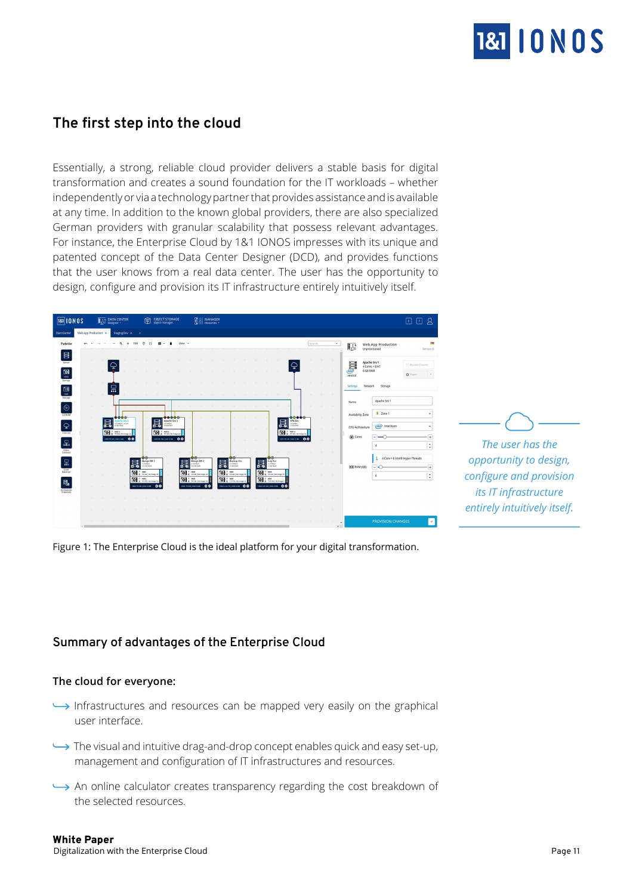## The first step into the cloud

Essentially, a strong, reliable cloud provider delivers a stable basis for digital transformation and creates a sound foundation for the IT workloads – whether independently or via a technology partner that provides assistance and is available at any time. In addition to the known global providers, there are also specialized German providers with granular scalability that possess relevant advantages. For instance, the Enterprise Cloud by 1&1 IONOS impresses with its unique and patented concept of the Data Center Designer (DCD), and provides functions that the user knows from a real data center. The user has the opportunity to design, configure and provision its IT infrastructure entirely intuitively itself.

Figure 1: The Enterprise Cloud is the ideal platform for your digital transformation.

*The user has the opportunity to design, configure and provision its IT infrastructure entirely intuitively itself.*

## Summary of advantages of the Enterprise Cloud

### The cloud for everyone:

- Infrastructures and resources can be mapped very easily on the graphical user interface.
- The visual and intuitive drag-and-drop concept enables quick and easy set-up, management and configuration of IT infrastructures and resources.
- An online calculator creates transparency regarding the cost breakdown of the selected resources.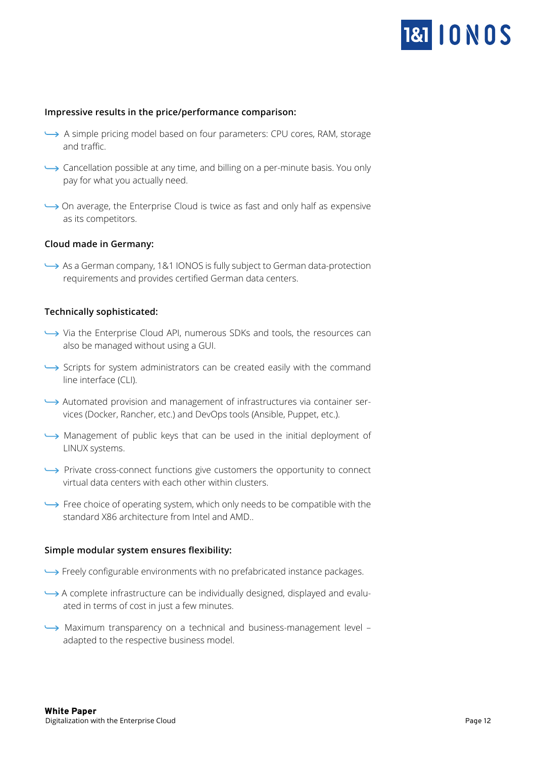**Impressive results in the price/performance comparison:**

- A simple pricing model based on four parameters: CPU cores, RAM, storage and traffic.
- Cancellation possible at any time, and billing on a per-minute basis. You only pay for what you actually need.
- On average, the Enterprise Cloud is twice as fast and only half as expensive as its competitors.

**Cloud made in Germany:**

- As a German company, 1&1 IONOS is fully subject to German data-protection requirements and provides certified German data centers.

**Technically sophisticated:**

- Via the Enterprise Cloud API, numerous SDKs and tools, the resources can also be managed without using a GUI.
- Scripts for system administrators can be created easily with the command line interface (CLI).
- Automated provision and management of infrastructures via container services (Docker, Rancher, etc.) and DevOps tools (Ansible, Puppet, etc.).
- Management of public keys that can be used in the initial deployment of LINUX systems.
- Private cross-connect functions give customers the opportunity to connect virtual data centers with each other within clusters.
- Free choice of operating system, which only needs to be compatible with the standard X86 architecture from Intel and AMD..

**Simple modular system ensures flexibility:**

- Freely configurable environments with no prefabricated instance packages.
- A complete infrastructure can be individually designed, displayed and evaluated in terms of cost in just a few minutes.
- Maximum transparency on a technical and business-management level – adapted to the respective business model.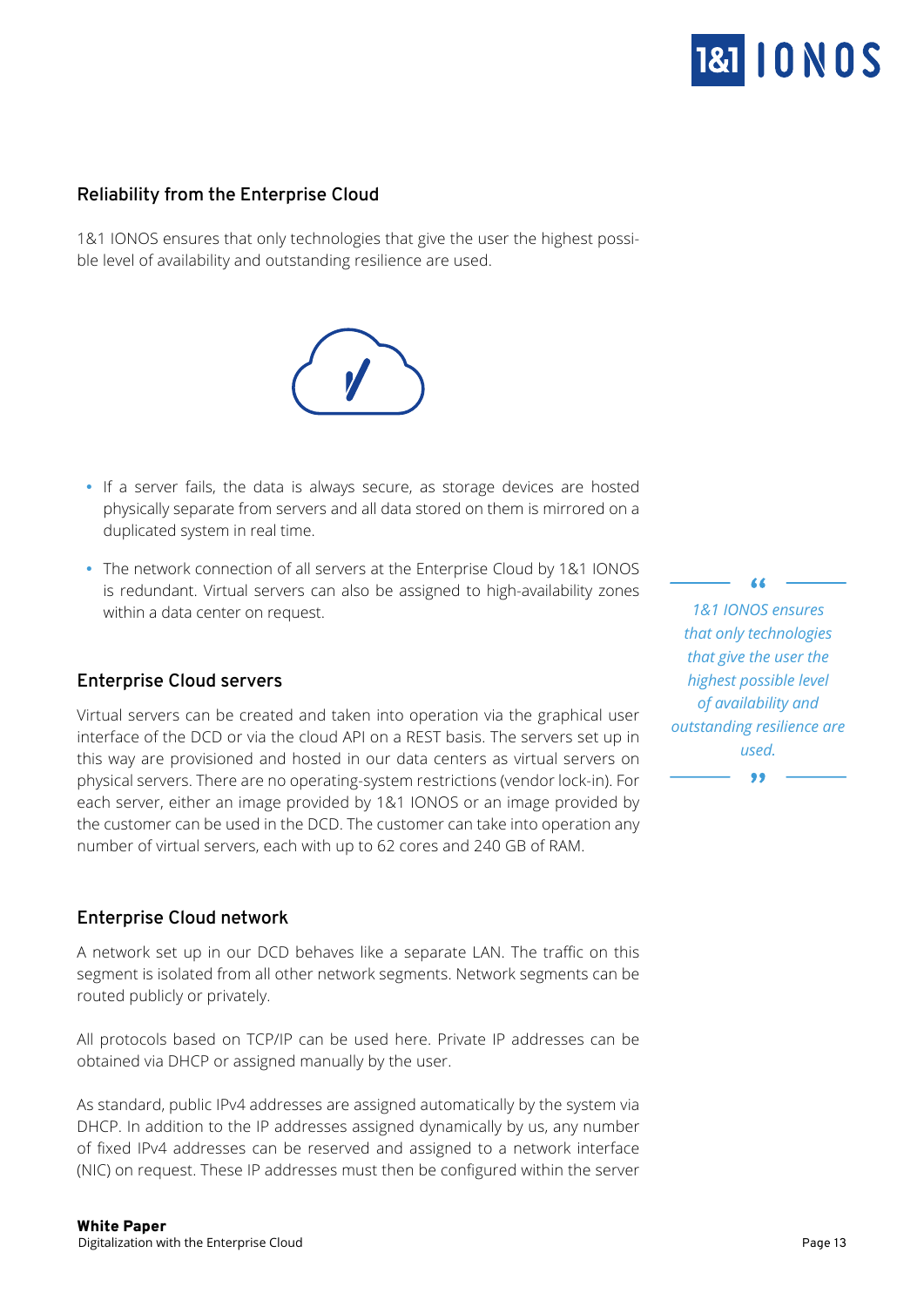## Reliability from the Enterprise Cloud

1&1 IONOS ensures that only technologies that give the user the highest possible level of availability and outstanding resilience are used.

- If a server fails, the data is always secure, as storage devices are hosted physically separate from servers and all data stored on them is mirrored on a duplicated system in real time.
- The network connection of all servers at the Enterprise Cloud by 1&1 IONOS is redundant. Virtual servers can also be assigned to high-availability zones within a data center on request.

> *1&1 IONOS ensures that only technologies that give the user the highest possible level of availability and outstanding resilience are used.*

## Enterprise Cloud servers

Virtual servers can be created and taken into operation via the graphical user interface of the DCD or via the cloud API on a REST basis. The servers set up in this way are provisioned and hosted in our data centers as virtual servers on physical servers. There are no operating-system restrictions (vendor lock-in). For each server, either an image provided by 1&1 IONOS or an image provided by the customer can be used in the DCD. The customer can take into operation any number of virtual servers, each with up to 62 cores and 240 GB of RAM.

## Enterprise Cloud network

A network set up in our DCD behaves like a separate LAN. The traffic on this segment is isolated from all other network segments. Network segments can be routed publicly or privately.

All protocols based on TCP/IP can be used here. Private IP addresses can be obtained via DHCP or assigned manually by the user.

As standard, public IPv4 addresses are assigned automatically by the system via DHCP. In addition to the IP addresses assigned dynamically by us, any number of fixed IPv4 addresses can be reserved and assigned to a network interface (NIC) on request. These IP addresses must then be configured within the server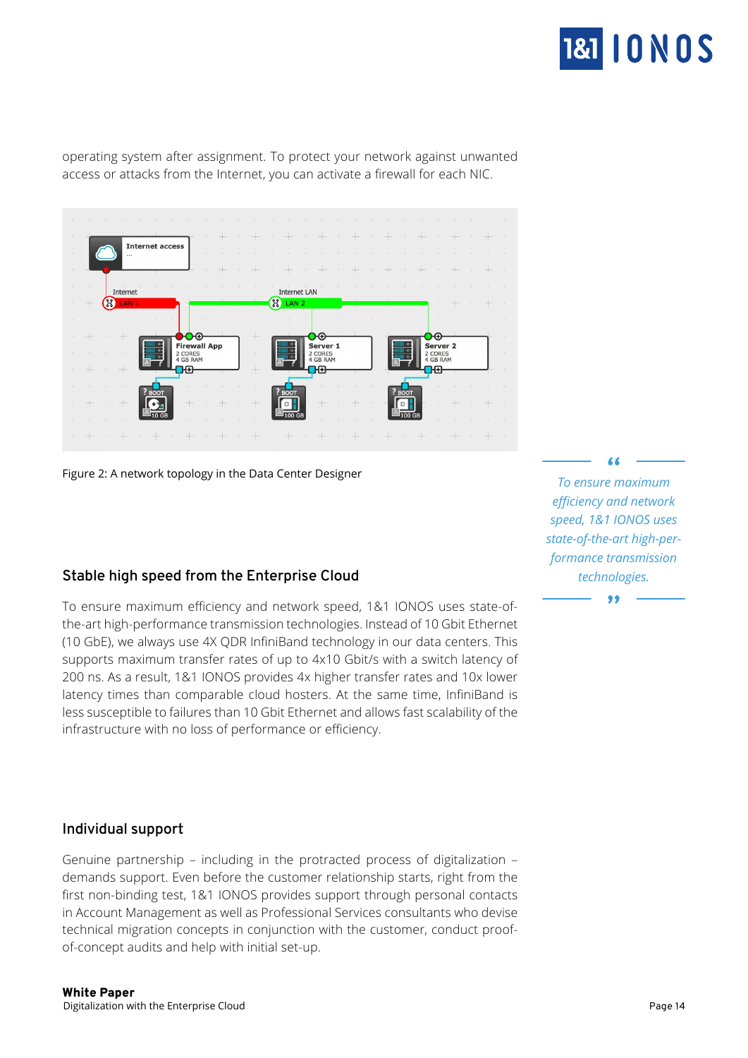operating system after assignment. To protect your network against unwanted access or attacks from the Internet, you can activate a firewall for each NIC.

Figure 2: A network topology in the Data Center Designer

## Stable high speed from the Enterprise Cloud

To ensure maximum efficiency and network speed, 1&1 IONOS uses state-of-the-art high-performance transmission technologies. Instead of 10 Gbit Ethernet (10 GbE), we always use 4X QDR InfiniBand technology in our data centers. This supports maximum transfer rates of up to 4x10 Gbit/s with a switch latency of 200 ns. As a result, 1&1 IONOS provides 4x higher transfer rates and 10x lower latency times than comparable cloud hosters. At the same time, InfiniBand is less susceptible to failures than 10 Gbit Ethernet and allows fast scalability of the infrastructure with no loss of performance or efficiency.

> *To ensure maximum efficiency and network speed, 1&1 IONOS uses state-of-the-art high-performance transmission technologies.*

## Individual support

Genuine partnership – including in the protracted process of digitalization – demands support. Even before the customer relationship starts, right from the first non-binding test, 1&1 IONOS provides support through personal contacts in Account Management as well as Professional Services consultants who devise technical migration concepts in conjunction with the customer, conduct proof-of-concept audits and help with initial set-up.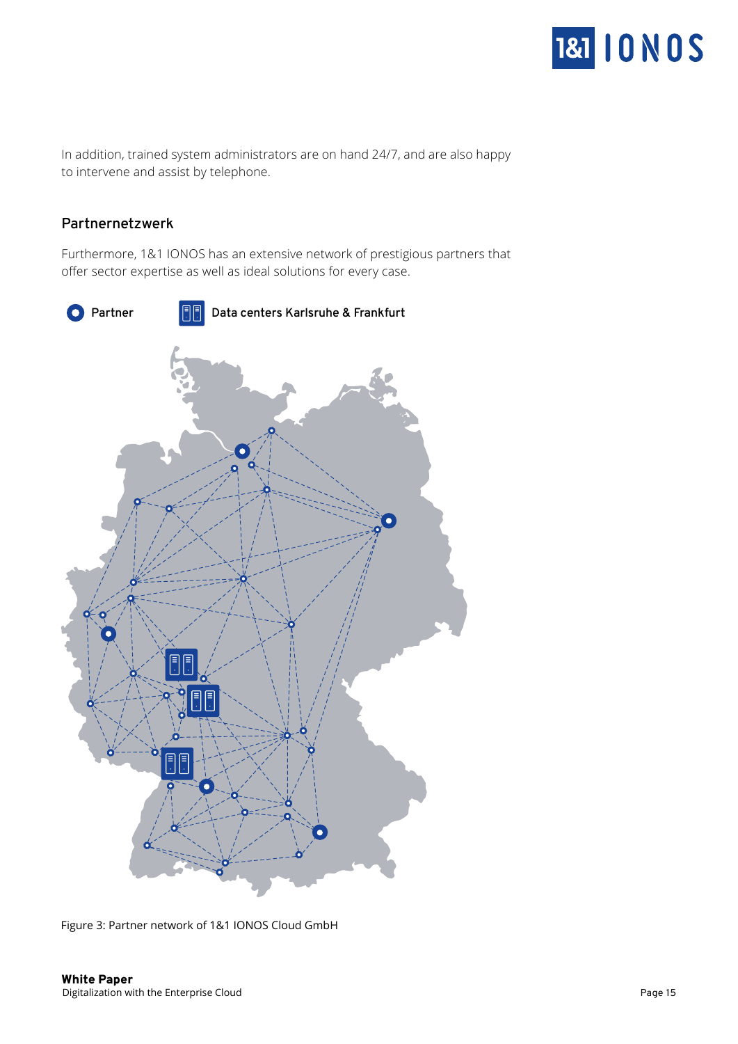In addition, trained system administrators are on hand 24/7, and are also happy to intervene and assist by telephone.

## Partnernetzwerk

Furthermore, 1&1 IONOS has an extensive network of prestigious partners that offer sector expertise as well as ideal solutions for every case.

Partner    Data centers Karlsruhe & Frankfurt

Figure 3: Partner network of 1&1 IONOS Cloud GmbH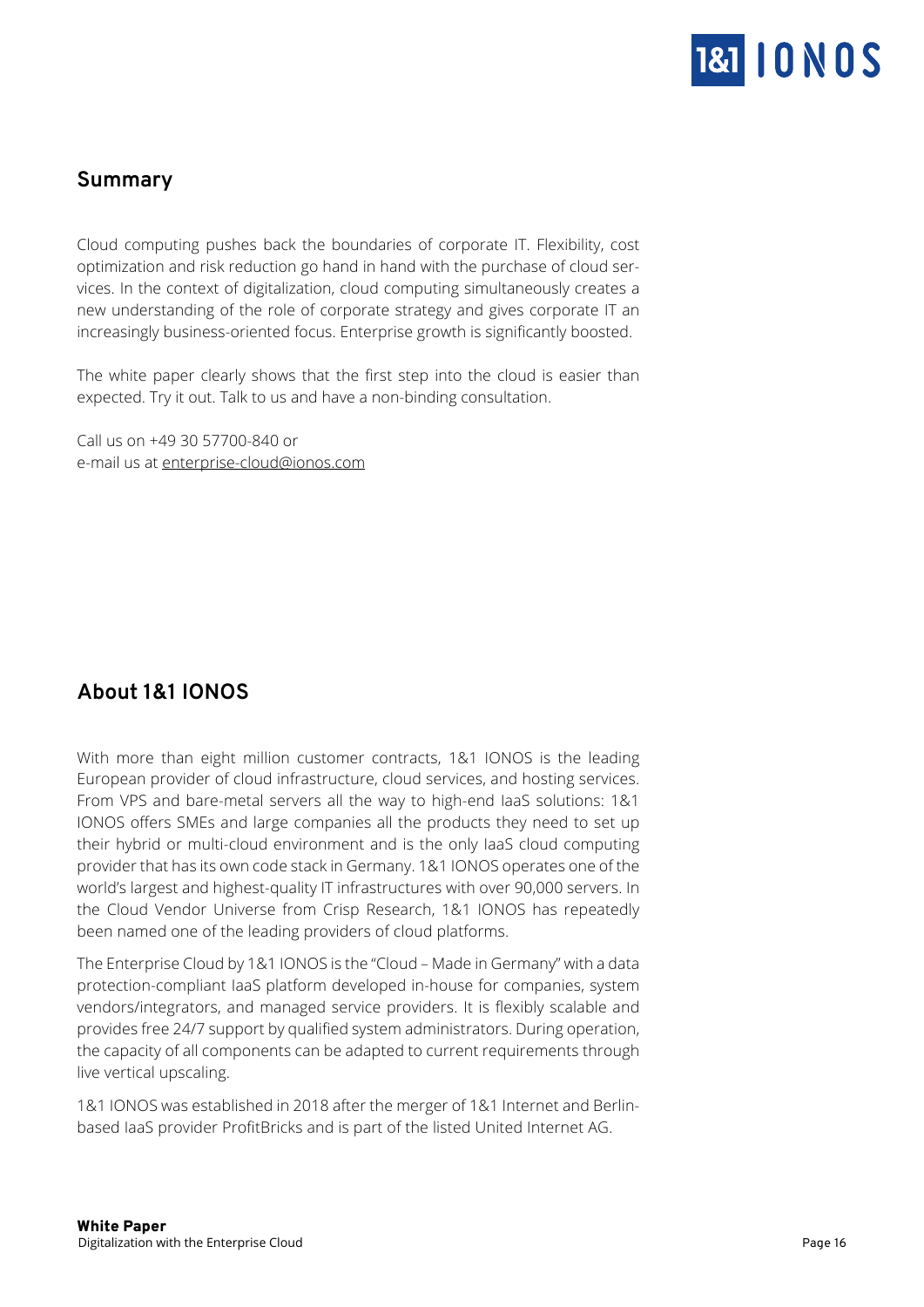## Summary

Cloud computing pushes back the boundaries of corporate IT. Flexibility, cost optimization and risk reduction go hand in hand with the purchase of cloud services. In the context of digitalization, cloud computing simultaneously creates a new understanding of the role of corporate strategy and gives corporate IT an increasingly business-oriented focus. Enterprise growth is significantly boosted.

The white paper clearly shows that the first step into the cloud is easier than expected. Try it out. Talk to us and have a non-binding consultation.

Call us on +49 30 57700-840 or
e-mail us at enterprise-cloud@ionos.com

## About 1&1 IONOS

With more than eight million customer contracts, 1&1 IONOS is the leading European provider of cloud infrastructure, cloud services, and hosting services. From VPS and bare-metal servers all the way to high-end IaaS solutions: 1&1 IONOS offers SMEs and large companies all the products they need to set up their hybrid or multi-cloud environment and is the only IaaS cloud computing provider that has its own code stack in Germany. 1&1 IONOS operates one of the world's largest and highest-quality IT infrastructures with over 90,000 servers. In the Cloud Vendor Universe from Crisp Research, 1&1 IONOS has repeatedly been named one of the leading providers of cloud platforms.

The Enterprise Cloud by 1&1 IONOS is the "Cloud – Made in Germany" with a data protection-compliant IaaS platform developed in-house for companies, system vendors/integrators, and managed service providers. It is flexibly scalable and provides free 24/7 support by qualified system administrators. During operation, the capacity of all components can be adapted to current requirements through live vertical upscaling.

1&1 IONOS was established in 2018 after the merger of 1&1 Internet and Berlin-based IaaS provider ProfitBricks and is part of the listed United Internet AG.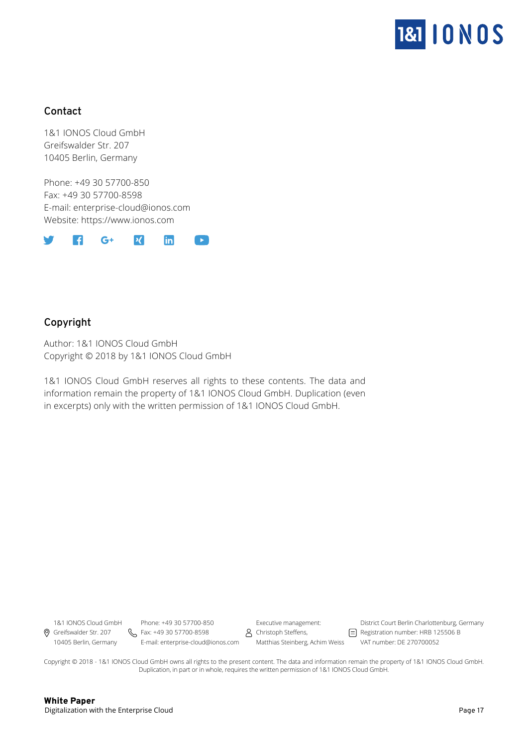## Contact

1&1 IONOS Cloud GmbH
Greifswalder Str. 207
10405 Berlin, Germany

Phone: +49 30 57700-850
Fax: +49 30 57700-8598
E-mail: enterprise-cloud@ionos.com
Website: https://www.ionos.com

## Copyright

Author: 1&1 IONOS Cloud GmbH
Copyright © 2018 by 1&1 IONOS Cloud GmbH

1&1 IONOS Cloud GmbH reserves all rights to these contents. The data and information remain the property of 1&1 IONOS Cloud GmbH. Duplication (even in excerpts) only with the written permission of 1&1 IONOS Cloud GmbH.